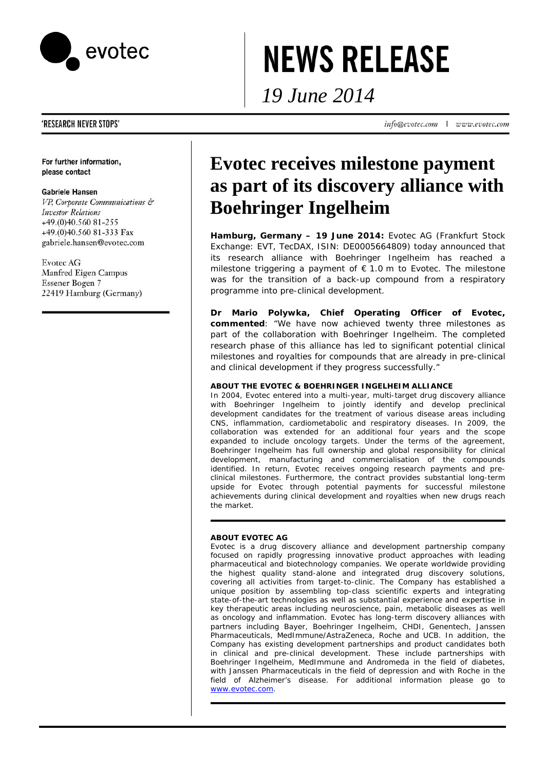# NEWS RELEASE

*19 June 2014*

'RESEARCH NEVER STOPS'

*info@evotec.com | www.evotec.com*

**For further information, please contact**

**Gabriele Hansen**
*VP, Corporate Communications & Investor Relations*
+49.(0)40.560 81-255
+49.(0)40.560 81-333 Fax
gabriele.hansen@evotec.com

Evotec AG
Manfred Eigen Campus
Essener Bogen 7
22419 Hamburg (Germany)

# Evotec receives milestone payment as part of its discovery alliance with Boehringer Ingelheim

**Hamburg, Germany – 19 June 2014:** Evotec AG (Frankfurt Stock Exchange: EVT, TecDAX, ISIN: DE0005664809) today announced that its research alliance with Boehringer Ingelheim has reached a milestone triggering a payment of € 1.0 m to Evotec. The milestone was for the transition of a back-up compound from a respiratory programme into pre-clinical development.

**Dr Mario Polywka, Chief Operating Officer of Evotec, commented**: "We have now achieved twenty three milestones as part of the collaboration with Boehringer Ingelheim. The completed research phase of this alliance has led to significant potential clinical milestones and royalties for compounds that are already in pre-clinical and clinical development if they progress successfully."

**ABOUT THE EVOTEC & BOEHRINGER INGELHEIM ALLIANCE**

In 2004, Evotec entered into a multi-year, multi-target drug discovery alliance with Boehringer Ingelheim to jointly identify and develop preclinical development candidates for the treatment of various disease areas including CNS, inflammation, cardiometabolic and respiratory diseases. In 2009, the collaboration was extended for an additional four years and the scope expanded to include oncology targets. Under the terms of the agreement, Boehringer Ingelheim has full ownership and global responsibility for clinical development, manufacturing and commercialisation of the compounds identified. In return, Evotec receives ongoing research payments and pre-clinical milestones. Furthermore, the contract provides substantial long-term upside for Evotec through potential payments for successful milestone achievements during clinical development and royalties when new drugs reach the market.

**ABOUT EVOTEC AG**

Evotec is a drug discovery alliance and development partnership company focused on rapidly progressing innovative product approaches with leading pharmaceutical and biotechnology companies. We operate worldwide providing the highest quality stand-alone and integrated drug discovery solutions, covering all activities from target-to-clinic. The Company has established a unique position by assembling top-class scientific experts and integrating state-of-the-art technologies as well as substantial experience and expertise in key therapeutic areas including neuroscience, pain, metabolic diseases as well as oncology and inflammation. Evotec has long-term discovery alliances with partners including Bayer, Boehringer Ingelheim, CHDI, Genentech, Janssen Pharmaceuticals, MedImmune/AstraZeneca, Roche and UCB. In addition, the Company has existing development partnerships and product candidates both in clinical and pre-clinical development. These include partnerships with Boehringer Ingelheim, MedImmune and Andromeda in the field of diabetes, with Janssen Pharmaceuticals in the field of depression and with Roche in the field of Alzheimer's disease. For additional information please go to www.evotec.com.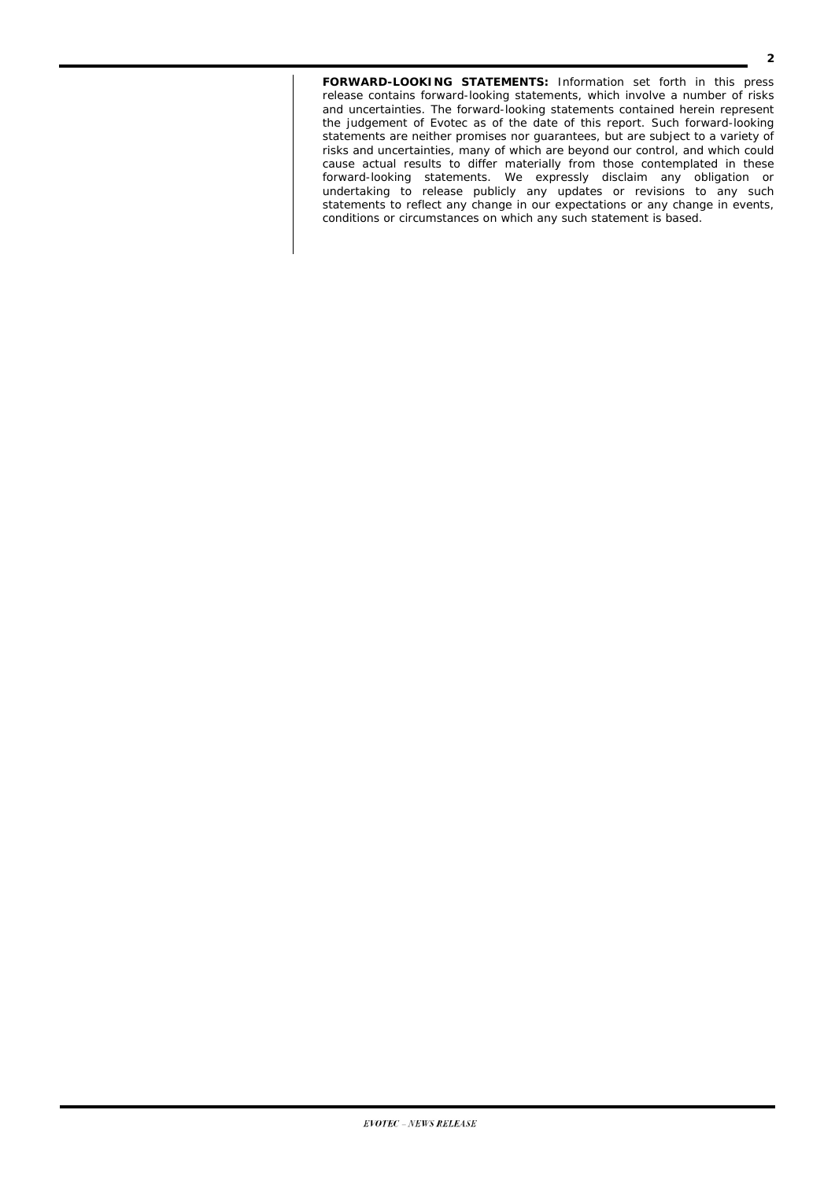**FORWARD-LOOKING STATEMENTS:** Information set forth in this press release contains forward-looking statements, which involve a number of risks and uncertainties. The forward-looking statements contained herein represent the judgement of Evotec as of the date of this report. Such forward-looking statements are neither promises nor guarantees, but are subject to a variety of risks and uncertainties, many of which are beyond our control, and which could cause actual results to differ materially from those contemplated in these forward-looking statements. We expressly disclaim any obligation or undertaking to release publicly any updates or revisions to any such statements to reflect any change in our expectations or any change in events, conditions or circumstances on which any such statement is based.